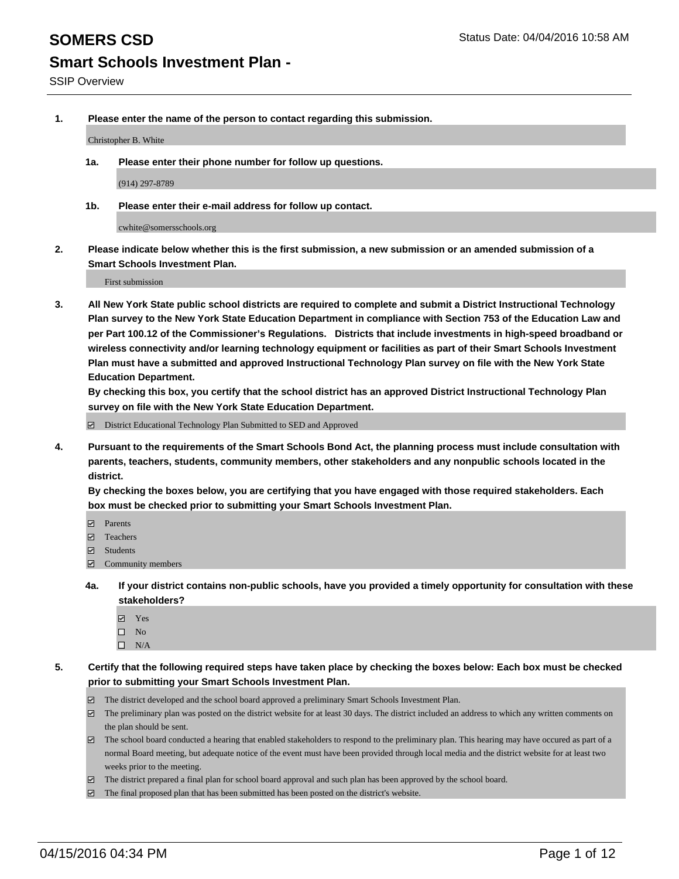# SOMERS CSD

Status Date: 04/04/2016 10:58 AM

## Smart Schools Investment Plan -

SSIP Overview

1. **Please enter the name of the person to contact regarding this submission.**

   Christopher B. White

   1a. **Please enter their phone number for follow up questions.**

   (914) 297-8789

   1b. **Please enter their e-mail address for follow up contact.**

   cwhite@somersschools.org

2. **Please indicate below whether this is the first submission, a new submission or an amended submission of a Smart Schools Investment Plan.**

   First submission

3. **All New York State public school districts are required to complete and submit a District Instructional Technology Plan survey to the New York State Education Department in compliance with Section 753 of the Education Law and per Part 100.12 of the Commissioner's Regulations. Districts that include investments in high-speed broadband or wireless connectivity and/or learning technology equipment or facilities as part of their Smart Schools Investment Plan must have a submitted and approved Instructional Technology Plan survey on file with the New York State Education Department.**
   **By checking this box, you certify that the school district has an approved District Instructional Technology Plan survey on file with the New York State Education Department.**

   ☑ District Educational Technology Plan Submitted to SED and Approved

4. **Pursuant to the requirements of the Smart Schools Bond Act, the planning process must include consultation with parents, teachers, students, community members, other stakeholders and any nonpublic schools located in the district.**
   **By checking the boxes below, you are certifying that you have engaged with those required stakeholders. Each box must be checked prior to submitting your Smart Schools Investment Plan.**

   ☑ Parents
   ☑ Teachers
   ☑ Students
   ☑ Community members

   4a. **If your district contains non-public schools, have you provided a timely opportunity for consultation with these stakeholders?**

   ☑ Yes
   ☐ No
   ☐ N/A

5. **Certify that the following required steps have taken place by checking the boxes below: Each box must be checked prior to submitting your Smart Schools Investment Plan.**

   ☑ The district developed and the school board approved a preliminary Smart Schools Investment Plan.
   ☑ The preliminary plan was posted on the district website for at least 30 days. The district included an address to which any written comments on the plan should be sent.
   ☑ The school board conducted a hearing that enabled stakeholders to respond to the preliminary plan. This hearing may have occured as part of a normal Board meeting, but adequate notice of the event must have been provided through local media and the district website for at least two weeks prior to the meeting.
   ☑ The district prepared a final plan for school board approval and such plan has been approved by the school board.
   ☑ The final proposed plan that has been submitted has been posted on the district's website.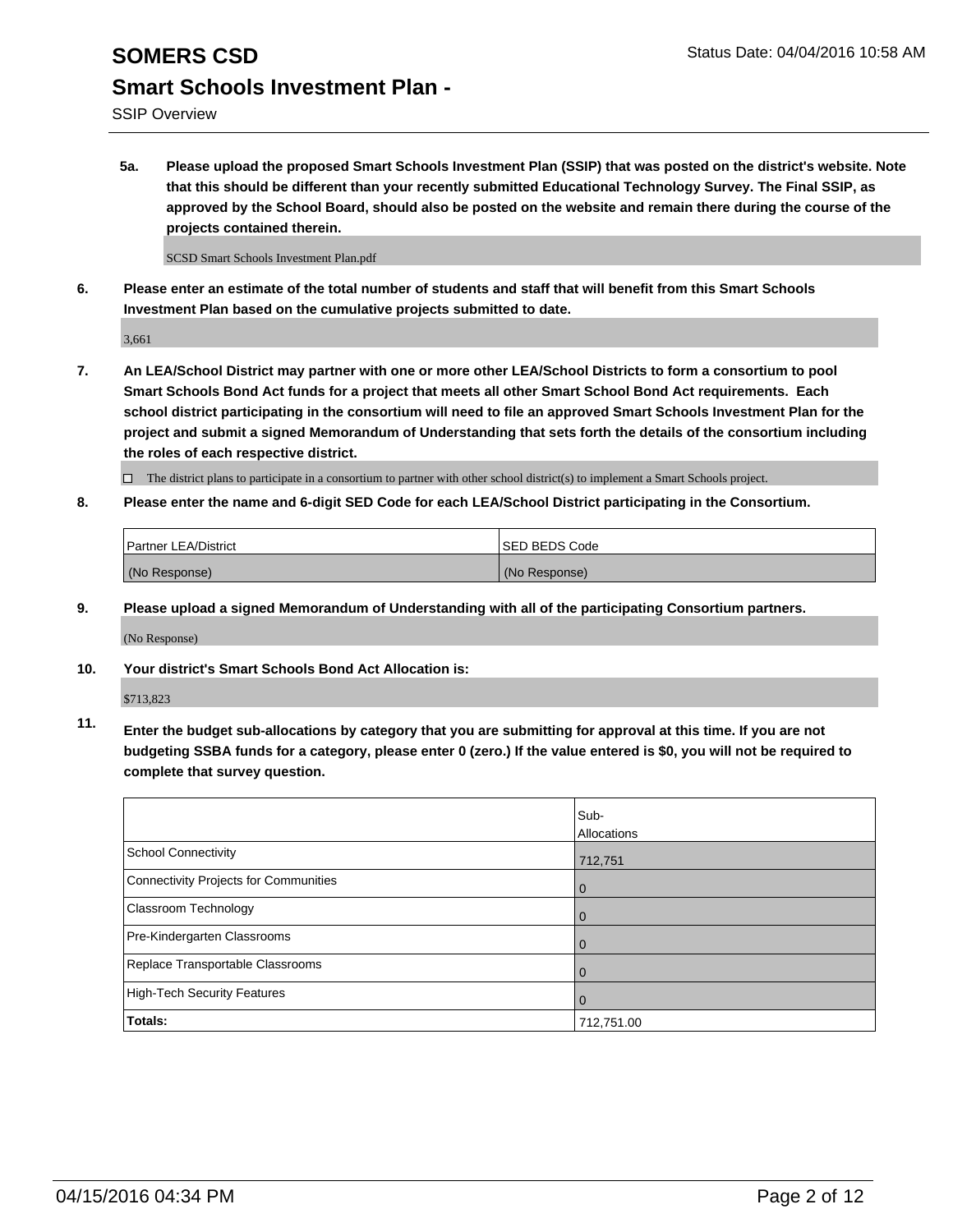**5a. Please upload the proposed Smart Schools Investment Plan (SSIP) that was posted on the district's website. Note that this should be different than your recently submitted Educational Technology Survey. The Final SSIP, as approved by the School Board, should also be posted on the website and remain there during the course of the projects contained therein.**

SCSD Smart Schools Investment Plan.pdf

**6. Please enter an estimate of the total number of students and staff that will benefit from this Smart Schools Investment Plan based on the cumulative projects submitted to date.**

3,661

**7. An LEA/School District may partner with one or more other LEA/School Districts to form a consortium to pool Smart Schools Bond Act funds for a project that meets all other Smart School Bond Act requirements. Each school district participating in the consortium will need to file an approved Smart Schools Investment Plan for the project and submit a signed Memorandum of Understanding that sets forth the details of the consortium including the roles of each respective district.**

☐ The district plans to participate in a consortium to partner with other school district(s) to implement a Smart Schools project.

**8. Please enter the name and 6-digit SED Code for each LEA/School District participating in the Consortium.**

| Partner LEA/District | SED BEDS Code |
| --- | --- |
| (No Response) | (No Response) |

**9. Please upload a signed Memorandum of Understanding with all of the participating Consortium partners.**

(No Response)

**10. Your district's Smart Schools Bond Act Allocation is:**

$713,823

**11. Enter the budget sub-allocations by category that you are submitting for approval at this time. If you are not budgeting SSBA funds for a category, please enter 0 (zero.) If the value entered is $0, you will not be required to complete that survey question.**

| | Sub-Allocations |
| --- | --- |
| School Connectivity | 712,751 |
| Connectivity Projects for Communities | 0 |
| Classroom Technology | 0 |
| Pre-Kindergarten Classrooms | 0 |
| Replace Transportable Classrooms | 0 |
| High-Tech Security Features | 0 |
| **Totals:** | 712,751.00 |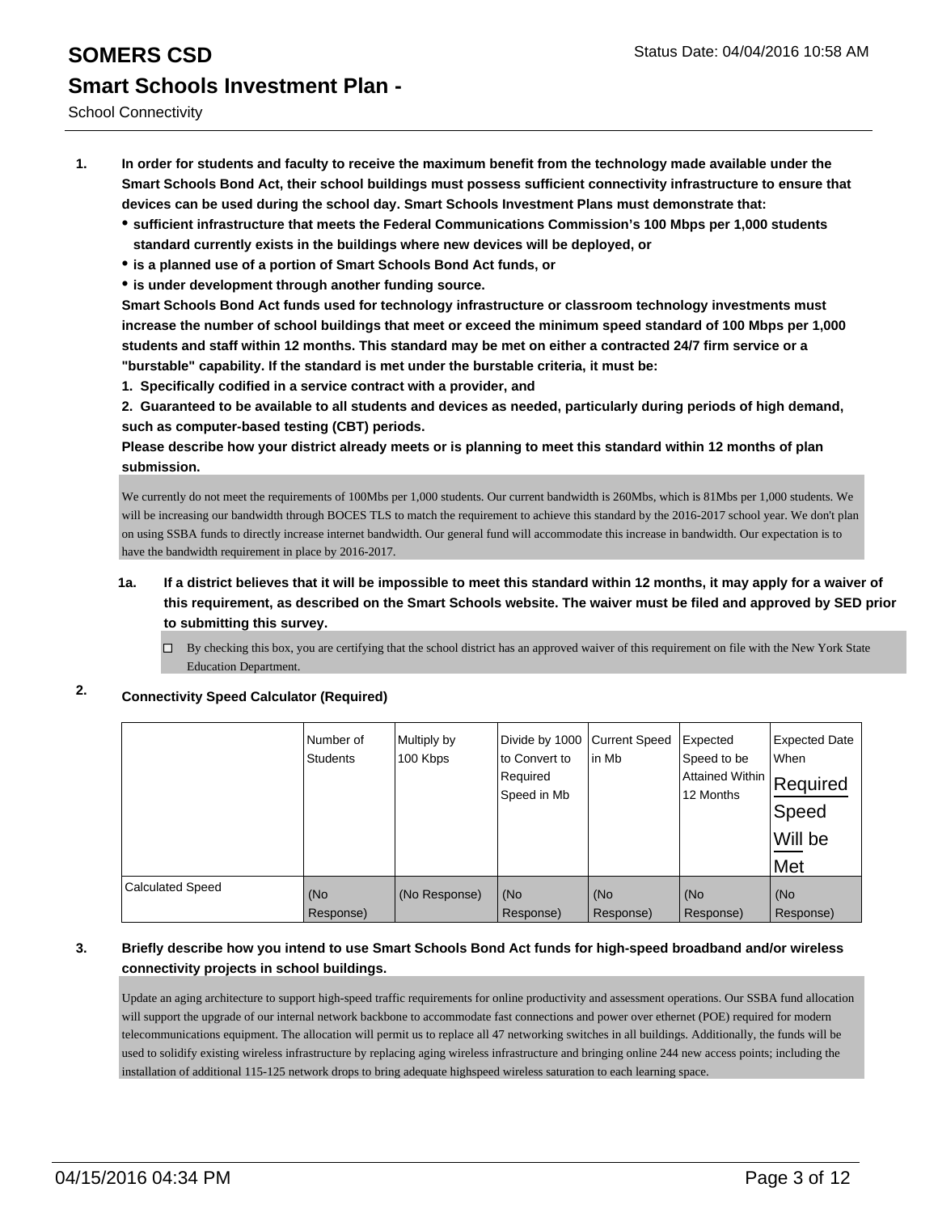# SOMERS CSD

## Smart Schools Investment Plan -

School Connectivity

Status Date: 04/04/2016 10:58 AM

**1. In order for students and faculty to receive the maximum benefit from the technology made available under the Smart Schools Bond Act, their school buildings must possess sufficient connectivity infrastructure to ensure that devices can be used during the school day. Smart Schools Investment Plans must demonstrate that:**

- **sufficient infrastructure that meets the Federal Communications Commission's 100 Mbps per 1,000 students standard currently exists in the buildings where new devices will be deployed, or**
- **is a planned use of a portion of Smart Schools Bond Act funds, or**
- **is under development through another funding source.**

**Smart Schools Bond Act funds used for technology infrastructure or classroom technology investments must increase the number of school buildings that meet or exceed the minimum speed standard of 100 Mbps per 1,000 students and staff within 12 months. This standard may be met on either a contracted 24/7 firm service or a "burstable" capability. If the standard is met under the burstable criteria, it must be:**

**1. Specifically codified in a service contract with a provider, and**

**2. Guaranteed to be available to all students and devices as needed, particularly during periods of high demand, such as computer-based testing (CBT) periods.**

**Please describe how your district already meets or is planning to meet this standard within 12 months of plan submission.**

We currently do not meet the requirements of 100Mbs per 1,000 students. Our current bandwidth is 260Mbs, which is 81Mbs per 1,000 students. We will be increasing our bandwidth through BOCES TLS to match the requirement to achieve this standard by the 2016-2017 school year. We don't plan on using SSBA funds to directly increase internet bandwidth. Our general fund will accommodate this increase in bandwidth. Our expectation is to have the bandwidth requirement in place by 2016-2017.

**1a. If a district believes that it will be impossible to meet this standard within 12 months, it may apply for a waiver of this requirement, as described on the Smart Schools website. The waiver must be filed and approved by SED prior to submitting this survey.**

☐ By checking this box, you are certifying that the school district has an approved waiver of this requirement on file with the New York State Education Department.

**2. Connectivity Speed Calculator (Required)**

| | Number of Students | Multiply by 100 Kbps | Divide by 1000 to Convert to Required Speed in Mb | Current Speed in Mb | Expected Speed to be Attained Within 12 Months | Expected Date When Required Speed Will be Met |
|---|---|---|---|---|---|---|
| Calculated Speed | (No Response) | (No Response) | (No Response) | (No Response) | (No Response) | (No Response) |

**3. Briefly describe how you intend to use Smart Schools Bond Act funds for high-speed broadband and/or wireless connectivity projects in school buildings.**

Update an aging architecture to support high-speed traffic requirements for online productivity and assessment operations. Our SSBA fund allocation will support the upgrade of our internal network backbone to accommodate fast connections and power over ethernet (POE) required for modern telecommunications equipment. The allocation will permit us to replace all 47 networking switches in all buildings. Additionally, the funds will be used to solidify existing wireless infrastructure by replacing aging wireless infrastructure and bringing online 244 new access points; including the installation of additional 115-125 network drops to bring adequate highspeed wireless saturation to each learning space.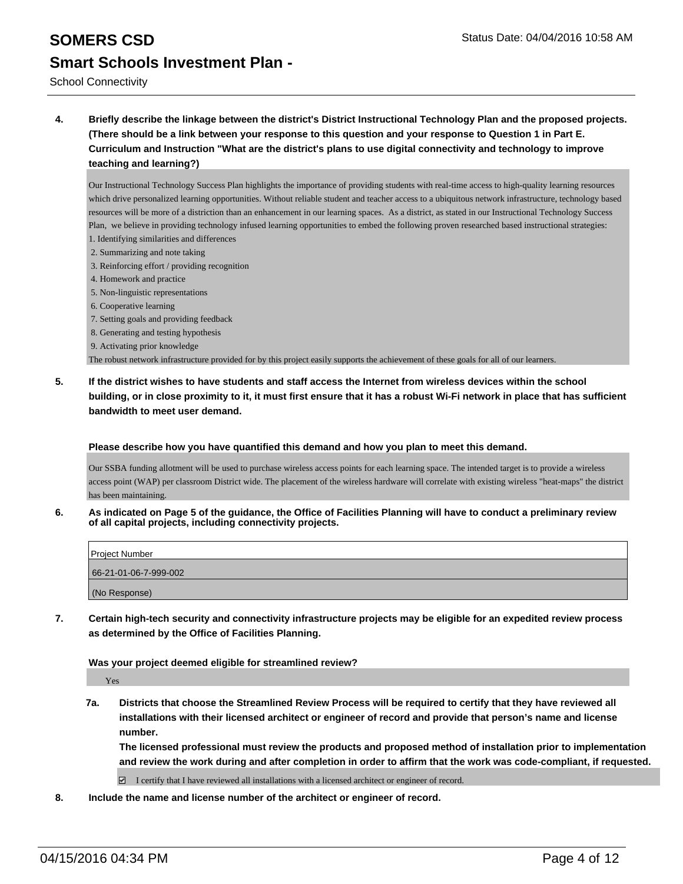**4. Briefly describe the linkage between the district's District Instructional Technology Plan and the proposed projects. (There should be a link between your response to this question and your response to Question 1 in Part E. Curriculum and Instruction "What are the district's plans to use digital connectivity and technology to improve teaching and learning?)**

Our Instructional Technology Success Plan highlights the importance of providing students with real-time access to high-quality learning resources which drive personalized learning opportunities. Without reliable student and teacher access to a ubiquitous network infrastructure, technology based resources will be more of a distriction than an enhancement in our learning spaces. As a district, as stated in our Instructional Technology Success Plan, we believe in providing technology infused learning opportunities to embed the following proven researched based instructional strategies:

1. Identifying similarities and differences
2. Summarizing and note taking
3. Reinforcing effort / providing recognition
4. Homework and practice
5. Non-linguistic representations
6. Cooperative learning
7. Setting goals and providing feedback
8. Generating and testing hypothesis
9. Activating prior knowledge

The robust network infrastructure provided for by this project easily supports the achievement of these goals for all of our learners.

**5. If the district wishes to have students and staff access the Internet from wireless devices within the school building, or in close proximity to it, it must first ensure that it has a robust Wi-Fi network in place that has sufficient bandwidth to meet user demand.**

**Please describe how you have quantified this demand and how you plan to meet this demand.**

Our SSBA funding allotment will be used to purchase wireless access points for each learning space. The intended target is to provide a wireless access point (WAP) per classroom District wide. The placement of the wireless hardware will correlate with existing wireless "heat-maps" the district has been maintaining.

**6. As indicated on Page 5 of the guidance, the Office of Facilities Planning will have to conduct a preliminary review of all capital projects, including connectivity projects.**

| Project Number |
| --- |
| 66-21-01-06-7-999-002 |
| (No Response) |

**7. Certain high-tech security and connectivity infrastructure projects may be eligible for an expedited review process as determined by the Office of Facilities Planning.**

**Was your project deemed eligible for streamlined review?**

Yes

**7a. Districts that choose the Streamlined Review Process will be required to certify that they have reviewed all installations with their licensed architect or engineer of record and provide that person's name and license number.**
**The licensed professional must review the products and proposed method of installation prior to implementation and review the work during and after completion in order to affirm that the work was code-compliant, if requested.**

☑ I certify that I have reviewed all installations with a licensed architect or engineer of record.

**8. Include the name and license number of the architect or engineer of record.**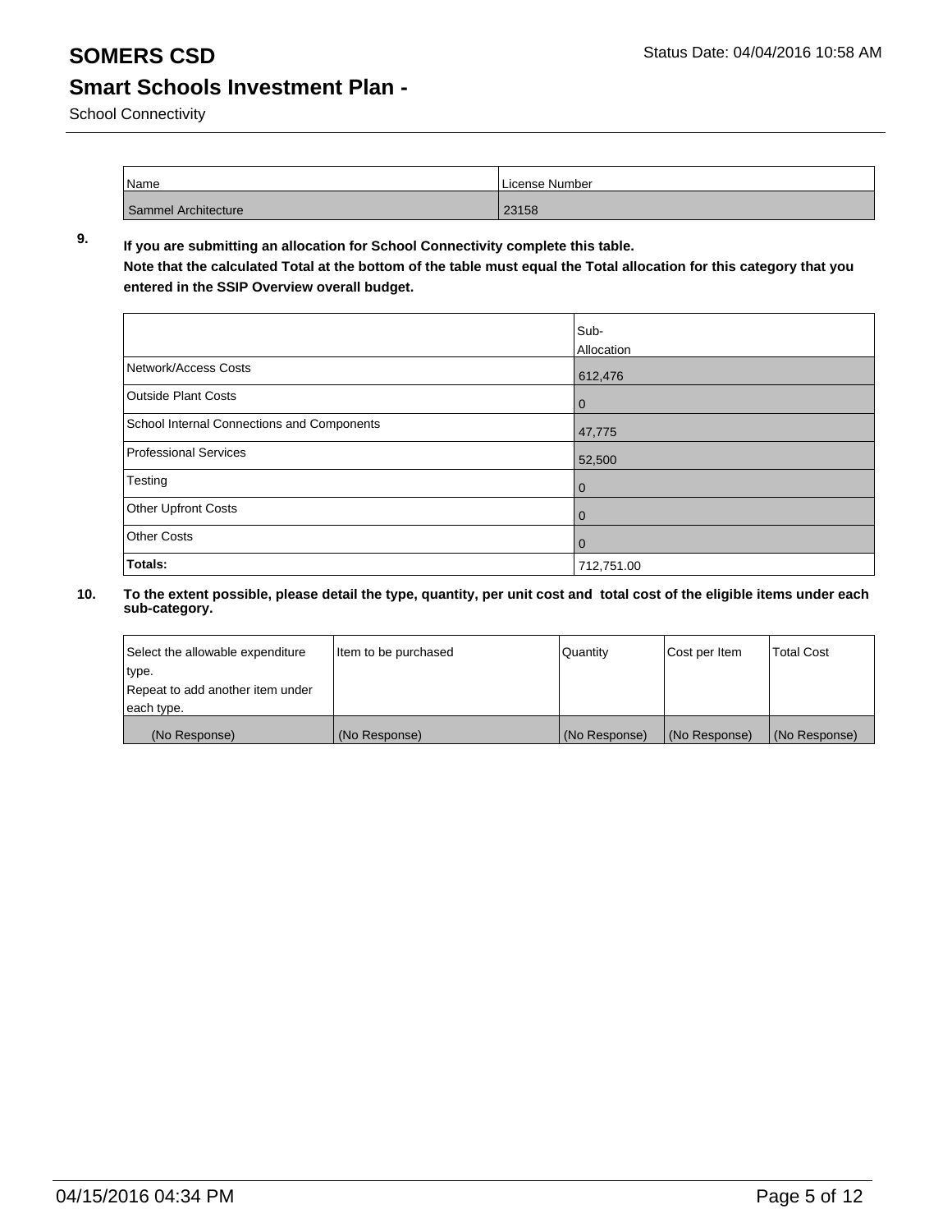| Name | License Number |
|---|---|
| Sammel Architecture | 23158 |

**9.** **If you are submitting an allocation for School Connectivity complete this table.**
**Note that the calculated Total at the bottom of the table must equal the Total allocation for this category that you entered in the SSIP Overview overall budget.**

| | Sub-Allocation |
|---|---|
| Network/Access Costs | 612,476 |
| Outside Plant Costs | 0 |
| School Internal Connections and Components | 47,775 |
| Professional Services | 52,500 |
| Testing | 0 |
| Other Upfront Costs | 0 |
| Other Costs | 0 |
| **Totals:** | 712,751.00 |

**10.** **To the extent possible, please detail the type, quantity, per unit cost and total cost of the eligible items under each sub-category.**

| Select the allowable expenditure type. Repeat to add another item under each type. | Item to be purchased | Quantity | Cost per Item | Total Cost |
|---|---|---|---|---|
| (No Response) | (No Response) | (No Response) | (No Response) | (No Response) |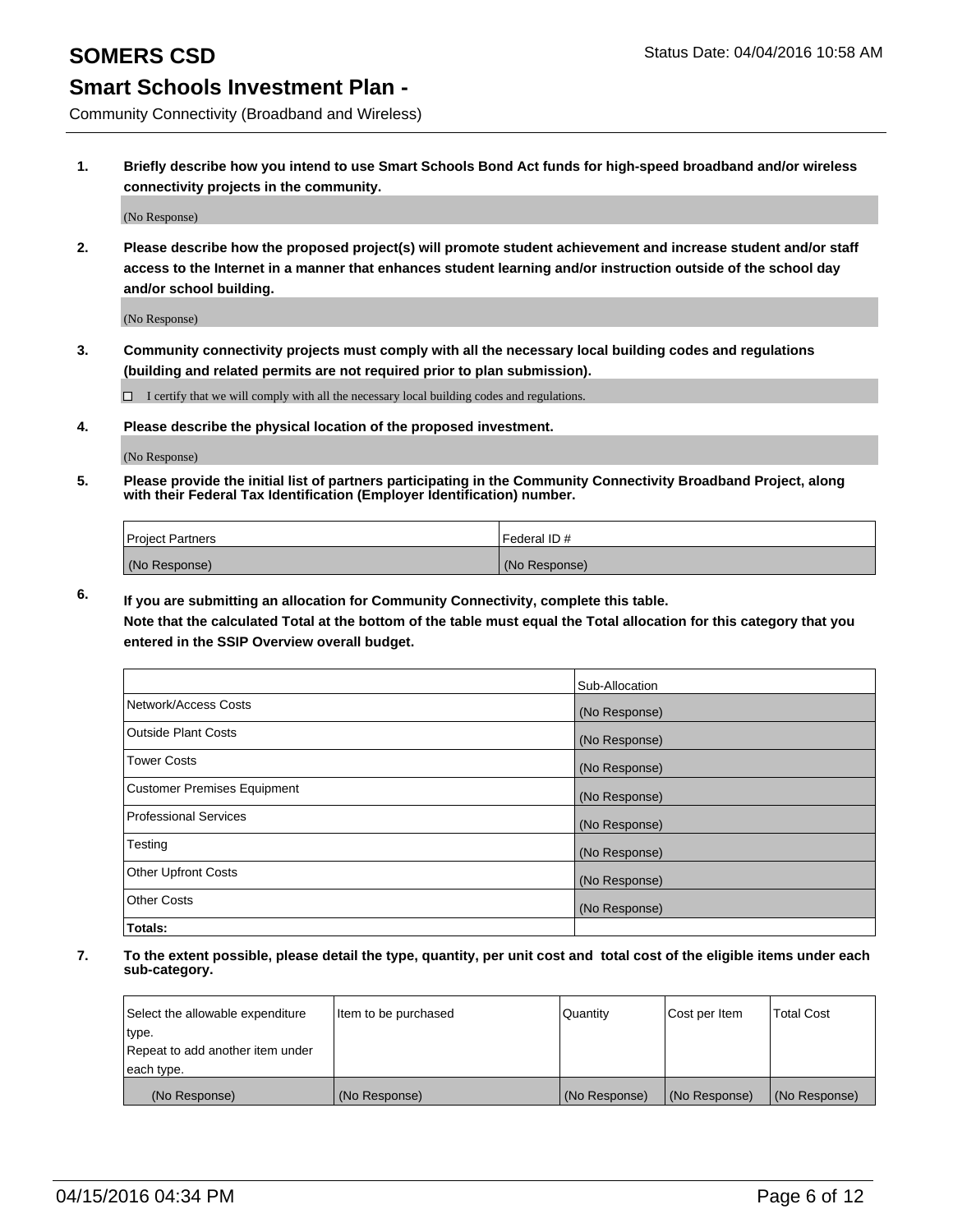# SOMERS CSD

Status Date: 04/04/2016 10:58 AM

## Smart Schools Investment Plan -

Community Connectivity (Broadband and Wireless)

**1. Briefly describe how you intend to use Smart Schools Bond Act funds for high-speed broadband and/or wireless connectivity projects in the community.**

(No Response)

**2. Please describe how the proposed project(s) will promote student achievement and increase student and/or staff access to the Internet in a manner that enhances student learning and/or instruction outside of the school day and/or school building.**

(No Response)

**3. Community connectivity projects must comply with all the necessary local building codes and regulations (building and related permits are not required prior to plan submission).**

☐ I certify that we will comply with all the necessary local building codes and regulations.

**4. Please describe the physical location of the proposed investment.**

(No Response)

**5. Please provide the initial list of partners participating in the Community Connectivity Broadband Project, along with their Federal Tax Identification (Employer Identification) number.**

| Project Partners | Federal ID # |
|---|---|
| (No Response) | (No Response) |

**6. If you are submitting an allocation for Community Connectivity, complete this table.**
**Note that the calculated Total at the bottom of the table must equal the Total allocation for this category that you entered in the SSIP Overview overall budget.**

| | Sub-Allocation |
|---|---|
| Network/Access Costs | (No Response) |
| Outside Plant Costs | (No Response) |
| Tower Costs | (No Response) |
| Customer Premises Equipment | (No Response) |
| Professional Services | (No Response) |
| Testing | (No Response) |
| Other Upfront Costs | (No Response) |
| Other Costs | (No Response) |
| **Totals:** | |

**7. To the extent possible, please detail the type, quantity, per unit cost and total cost of the eligible items under each sub-category.**

| Select the allowable expenditure type. Repeat to add another item under each type. | Item to be purchased | Quantity | Cost per Item | Total Cost |
|---|---|---|---|---|
| (No Response) | (No Response) | (No Response) | (No Response) | (No Response) |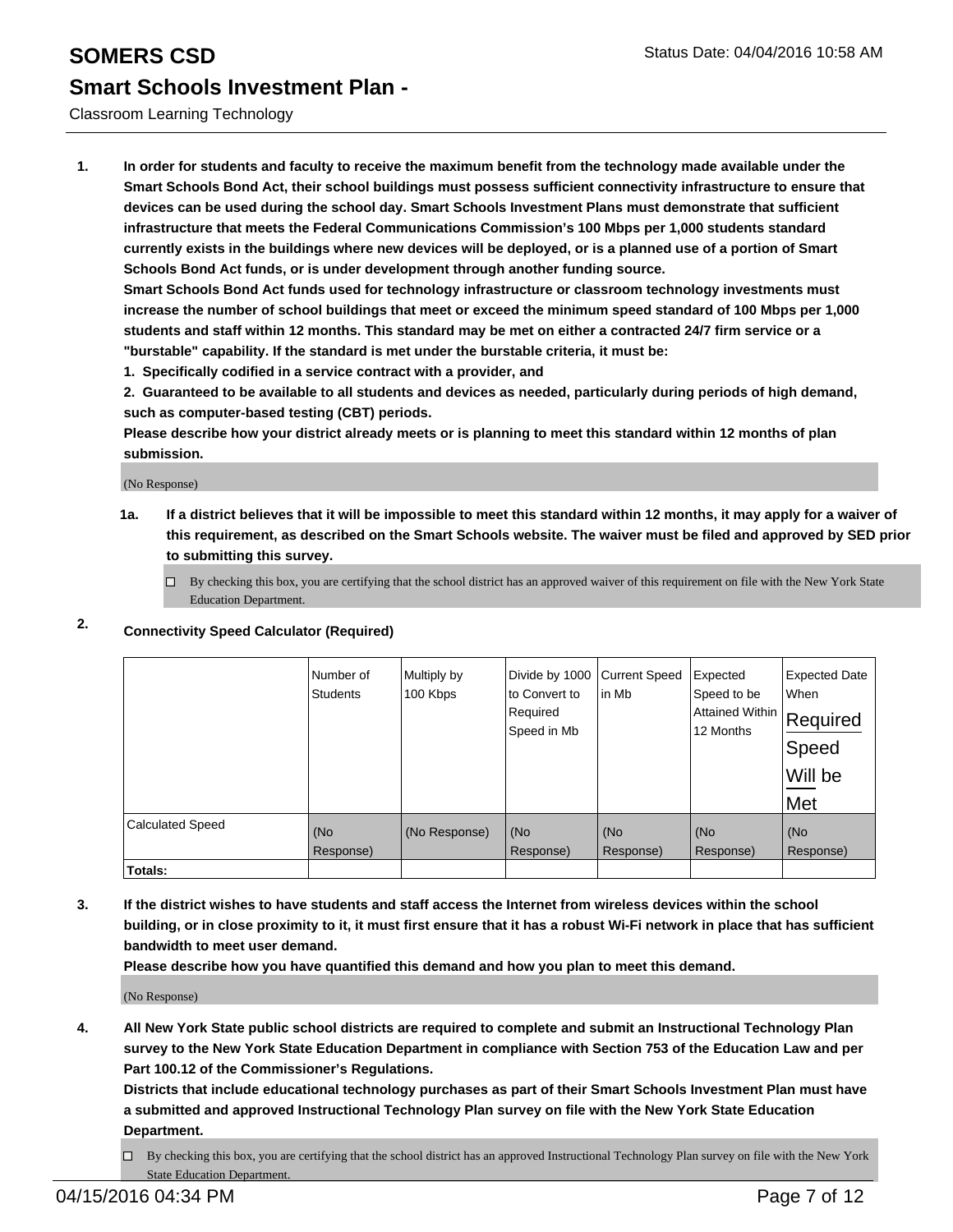## Smart Schools Investment Plan -

Classroom Learning Technology

1. **In order for students and faculty to receive the maximum benefit from the technology made available under the Smart Schools Bond Act, their school buildings must possess sufficient connectivity infrastructure to ensure that devices can be used during the school day. Smart Schools Investment Plans must demonstrate that sufficient infrastructure that meets the Federal Communications Commission's 100 Mbps per 1,000 students standard currently exists in the buildings where new devices will be deployed, or is a planned use of a portion of Smart Schools Bond Act funds, or is under development through another funding source.**

   **Smart Schools Bond Act funds used for technology infrastructure or classroom technology investments must increase the number of school buildings that meet or exceed the minimum speed standard of 100 Mbps per 1,000 students and staff within 12 months. This standard may be met on either a contracted 24/7 firm service or a "burstable" capability. If the standard is met under the burstable criteria, it must be:**

   **1. Specifically codified in a service contract with a provider, and**

   **2. Guaranteed to be available to all students and devices as needed, particularly during periods of high demand, such as computer-based testing (CBT) periods.**

   **Please describe how your district already meets or is planning to meet this standard within 12 months of plan submission.**

   (No Response)

   **1a. If a district believes that it will be impossible to meet this standard within 12 months, it may apply for a waiver of this requirement, as described on the Smart Schools website. The waiver must be filed and approved by SED prior to submitting this survey.**

   ☐ By checking this box, you are certifying that the school district has an approved waiver of this requirement on file with the New York State Education Department.

2. **Connectivity Speed Calculator (Required)**

| | Number of Students | Multiply by 100 Kbps | Divide by 1000 to Convert to Required Speed in Mb | Current Speed in Mb | Expected Speed to be Attained Within 12 Months | Expected Date When Required Speed Will be Met |
|---|---|---|---|---|---|---|
| Calculated Speed | (No Response) | (No Response) | (No Response) | (No Response) | (No Response) | (No Response) |
| **Totals:** | | | | | | |

3. **If the district wishes to have students and staff access the Internet from wireless devices within the school building, or in close proximity to it, it must first ensure that it has a robust Wi-Fi network in place that has sufficient bandwidth to meet user demand.**

   **Please describe how you have quantified this demand and how you plan to meet this demand.**

   (No Response)

4. **All New York State public school districts are required to complete and submit an Instructional Technology Plan survey to the New York State Education Department in compliance with Section 753 of the Education Law and per Part 100.12 of the Commissioner's Regulations.**

   **Districts that include educational technology purchases as part of their Smart Schools Investment Plan must have a submitted and approved Instructional Technology Plan survey on file with the New York State Education Department.**

   ☐ By checking this box, you are certifying that the school district has an approved Instructional Technology Plan survey on file with the New York State Education Department.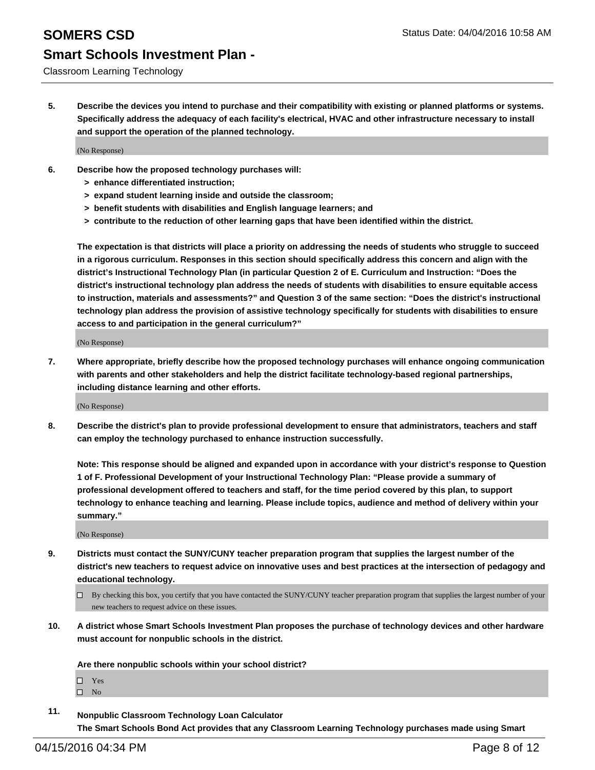5. **Describe the devices you intend to purchase and their compatibility with existing or planned platforms or systems. Specifically address the adequacy of each facility's electrical, HVAC and other infrastructure necessary to install and support the operation of the planned technology.**

(No Response)

6. **Describe how the proposed technology purchases will:**
   - **> enhance differentiated instruction;**
   - **> expand student learning inside and outside the classroom;**
   - **> benefit students with disabilities and English language learners; and**
   - **> contribute to the reduction of other learning gaps that have been identified within the district.**

   **The expectation is that districts will place a priority on addressing the needs of students who struggle to succeed in a rigorous curriculum. Responses in this section should specifically address this concern and align with the district's Instructional Technology Plan (in particular Question 2 of E. Curriculum and Instruction: "Does the district's instructional technology plan address the needs of students with disabilities to ensure equitable access to instruction, materials and assessments?" and Question 3 of the same section: "Does the district's instructional technology plan address the provision of assistive technology specifically for students with disabilities to ensure access to and participation in the general curriculum?"**

(No Response)

7. **Where appropriate, briefly describe how the proposed technology purchases will enhance ongoing communication with parents and other stakeholders and help the district facilitate technology-based regional partnerships, including distance learning and other efforts.**

(No Response)

8. **Describe the district's plan to provide professional development to ensure that administrators, teachers and staff can employ the technology purchased to enhance instruction successfully.**

   **Note: This response should be aligned and expanded upon in accordance with your district's response to Question 1 of F. Professional Development of your Instructional Technology Plan: "Please provide a summary of professional development offered to teachers and staff, for the time period covered by this plan, to support technology to enhance teaching and learning. Please include topics, audience and method of delivery within your summary."**

(No Response)

9. **Districts must contact the SUNY/CUNY teacher preparation program that supplies the largest number of the district's new teachers to request advice on innovative uses and best practices at the intersection of pedagogy and educational technology.**

   ☐ By checking this box, you certify that you have contacted the SUNY/CUNY teacher preparation program that supplies the largest number of your new teachers to request advice on these issues.

10. **A district whose Smart Schools Investment Plan proposes the purchase of technology devices and other hardware must account for nonpublic schools in the district.**

    **Are there nonpublic schools within your school district?**

    ☐ Yes
    ☐ No

11. **Nonpublic Classroom Technology Loan Calculator**
    **The Smart Schools Bond Act provides that any Classroom Learning Technology purchases made using Smart**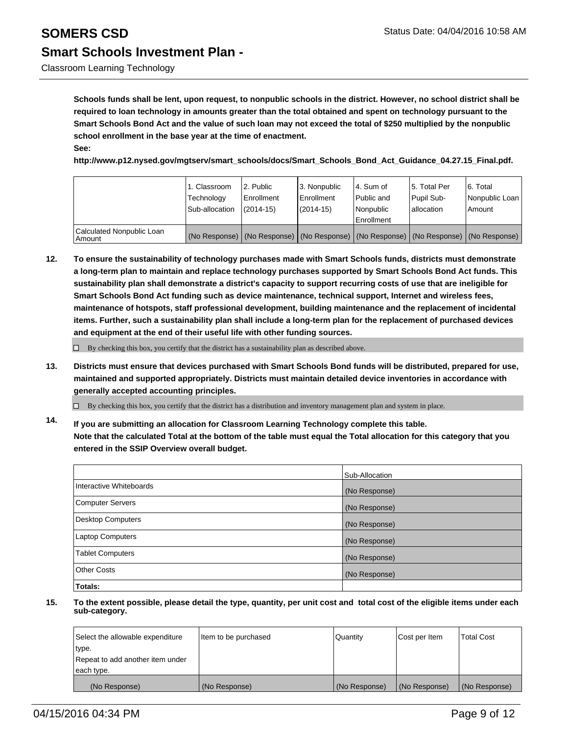**Schools funds shall be lent, upon request, to nonpublic schools in the district. However, no school district shall be required to loan technology in amounts greater than the total obtained and spent on technology pursuant to the Smart Schools Bond Act and the value of such loan may not exceed the total of $250 multiplied by the nonpublic school enrollment in the base year at the time of enactment.**

**See:**

**http://www.p12.nysed.gov/mgtserv/smart_schools/docs/Smart_Schools_Bond_Act_Guidance_04.27.15_Final.pdf.**

| | 1. Classroom Technology Sub-allocation | 2. Public Enrollment (2014-15) | 3. Nonpublic Enrollment (2014-15) | 4. Sum of Public and Nonpublic Enrollment | 5. Total Per Pupil Sub-allocation | 6. Total Nonpublic Loan Amount |
|---|---|---|---|---|---|---|
| Calculated Nonpublic Loan Amount | (No Response) | (No Response) | (No Response) | (No Response) | (No Response) | (No Response) |

**12. To ensure the sustainability of technology purchases made with Smart Schools funds, districts must demonstrate a long-term plan to maintain and replace technology purchases supported by Smart Schools Bond Act funds. This sustainability plan shall demonstrate a district's capacity to support recurring costs of use that are ineligible for Smart Schools Bond Act funding such as device maintenance, technical support, Internet and wireless fees, maintenance of hotspots, staff professional development, building maintenance and the replacement of incidental items. Further, such a sustainability plan shall include a long-term plan for the replacement of purchased devices and equipment at the end of their useful life with other funding sources.**

☐ By checking this box, you certify that the district has a sustainability plan as described above.

**13. Districts must ensure that devices purchased with Smart Schools Bond funds will be distributed, prepared for use, maintained and supported appropriately. Districts must maintain detailed device inventories in accordance with generally accepted accounting principles.**

☐ By checking this box, you certify that the district has a distribution and inventory management plan and system in place.

**14. If you are submitting an allocation for Classroom Learning Technology complete this table. Note that the calculated Total at the bottom of the table must equal the Total allocation for this category that you entered in the SSIP Overview overall budget.**

| | Sub-Allocation |
|---|---|
| Interactive Whiteboards | (No Response) |
| Computer Servers | (No Response) |
| Desktop Computers | (No Response) |
| Laptop Computers | (No Response) |
| Tablet Computers | (No Response) |
| Other Costs | (No Response) |
| **Totals:** | |

**15. To the extent possible, please detail the type, quantity, per unit cost and total cost of the eligible items under each sub-category.**

| Select the allowable expenditure type. Repeat to add another item under each type. | Item to be purchased | Quantity | Cost per Item | Total Cost |
|---|---|---|---|---|
| (No Response) | (No Response) | (No Response) | (No Response) | (No Response) |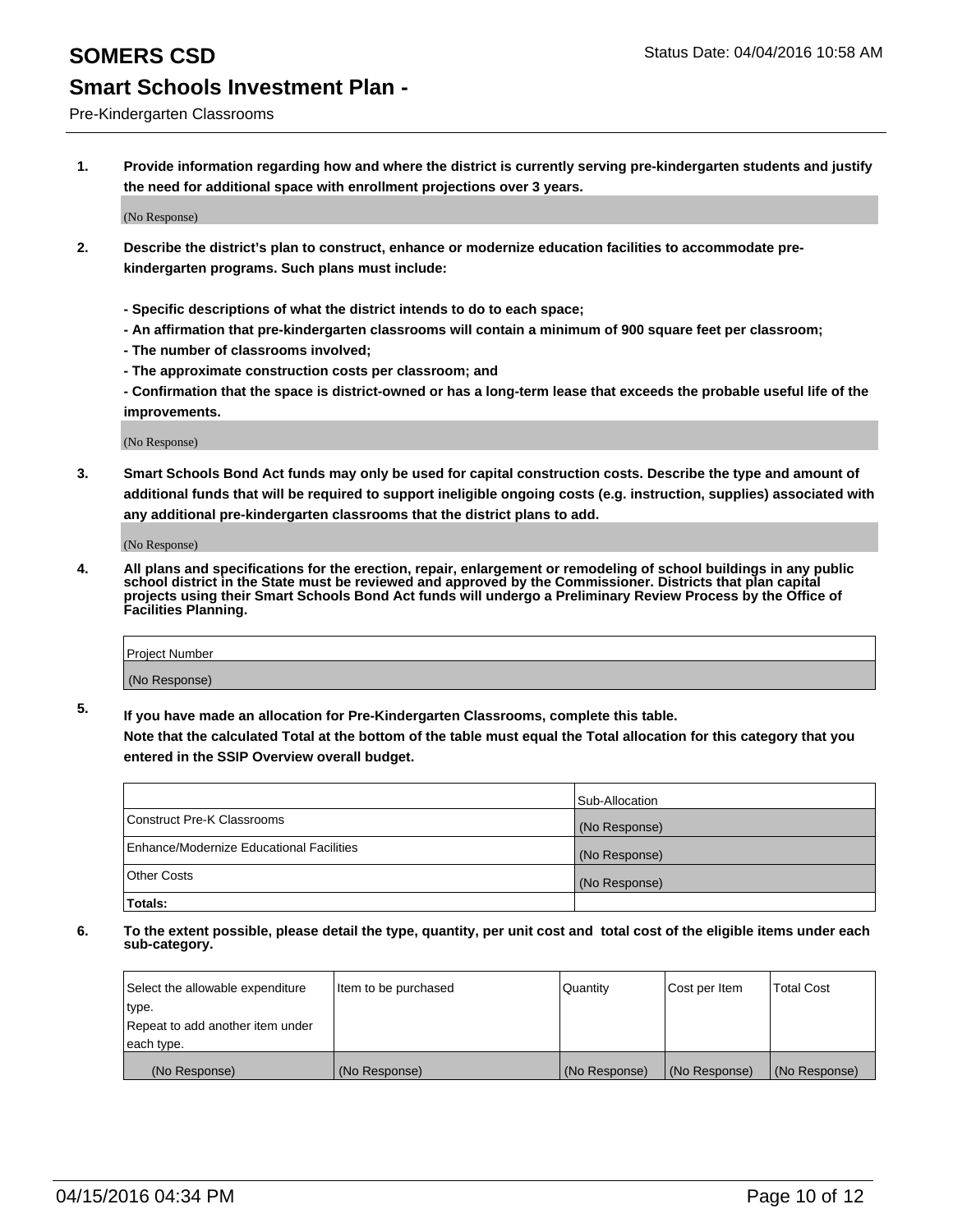# SOMERS CSD

Status Date: 04/04/2016 10:58 AM

## Smart Schools Investment Plan -

Pre-Kindergarten Classrooms

1. **Provide information regarding how and where the district is currently serving pre-kindergarten students and justify the need for additional space with enrollment projections over 3 years.**

   (No Response)

2. **Describe the district's plan to construct, enhance or modernize education facilities to accommodate pre-kindergarten programs. Such plans must include:**

   **- Specific descriptions of what the district intends to do to each space;**
   **- An affirmation that pre-kindergarten classrooms will contain a minimum of 900 square feet per classroom;**
   **- The number of classrooms involved;**
   **- The approximate construction costs per classroom; and**
   **- Confirmation that the space is district-owned or has a long-term lease that exceeds the probable useful life of the improvements.**

   (No Response)

3. **Smart Schools Bond Act funds may only be used for capital construction costs. Describe the type and amount of additional funds that will be required to support ineligible ongoing costs (e.g. instruction, supplies) associated with any additional pre-kindergarten classrooms that the district plans to add.**

   (No Response)

4. **All plans and specifications for the erection, repair, enlargement or remodeling of school buildings in any public school district in the State must be reviewed and approved by the Commissioner. Districts that plan capital projects using their Smart Schools Bond Act funds will undergo a Preliminary Review Process by the Office of Facilities Planning.**

| Project Number |
|---|
| (No Response) |

5. **If you have made an allocation for Pre-Kindergarten Classrooms, complete this table.**
   **Note that the calculated Total at the bottom of the table must equal the Total allocation for this category that you entered in the SSIP Overview overall budget.**

| | Sub-Allocation |
|---|---|
| Construct Pre-K Classrooms | (No Response) |
| Enhance/Modernize Educational Facilities | (No Response) |
| Other Costs | (No Response) |
| **Totals:** | |

6. **To the extent possible, please detail the type, quantity, per unit cost and total cost of the eligible items under each sub-category.**

| Select the allowable expenditure type. Repeat to add another item under each type. | Item to be purchased | Quantity | Cost per Item | Total Cost |
|---|---|---|---|---|
| (No Response) | (No Response) | (No Response) | (No Response) | (No Response) |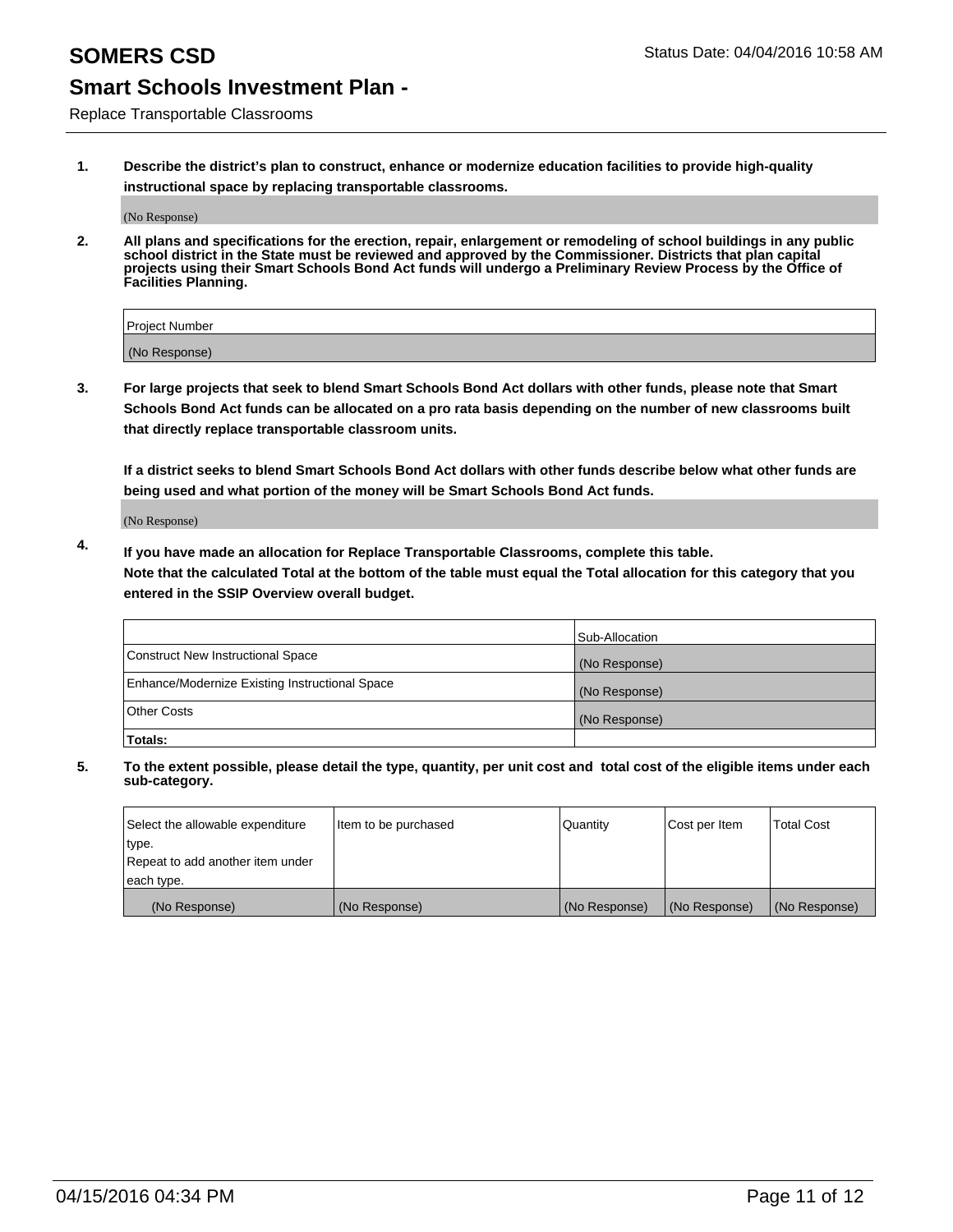# SOMERS CSD

Status Date: 04/04/2016 10:58 AM

## Smart Schools Investment Plan -

Replace Transportable Classrooms

1. **Describe the district's plan to construct, enhance or modernize education facilities to provide high-quality instructional space by replacing transportable classrooms.**

   (No Response)

2. **All plans and specifications for the erection, repair, enlargement or remodeling of school buildings in any public school district in the State must be reviewed and approved by the Commissioner. Districts that plan capital projects using their Smart Schools Bond Act funds will undergo a Preliminary Review Process by the Office of Facilities Planning.**

| Project Number |
|---|
| (No Response) |

3. **For large projects that seek to blend Smart Schools Bond Act dollars with other funds, please note that Smart Schools Bond Act funds can be allocated on a pro rata basis depending on the number of new classrooms built that directly replace transportable classroom units.**

   **If a district seeks to blend Smart Schools Bond Act dollars with other funds describe below what other funds are being used and what portion of the money will be Smart Schools Bond Act funds.**

   (No Response)

4. **If you have made an allocation for Replace Transportable Classrooms, complete this table.**
   **Note that the calculated Total at the bottom of the table must equal the Total allocation for this category that you entered in the SSIP Overview overall budget.**

| | Sub-Allocation |
|---|---|
| Construct New Instructional Space | (No Response) |
| Enhance/Modernize Existing Instructional Space | (No Response) |
| Other Costs | (No Response) |
| **Totals:** | |

5. **To the extent possible, please detail the type, quantity, per unit cost and total cost of the eligible items under each sub-category.**

| Select the allowable expenditure type. Repeat to add another item under each type. | Item to be purchased | Quantity | Cost per Item | Total Cost |
|---|---|---|---|---|
| (No Response) | (No Response) | (No Response) | (No Response) | (No Response) |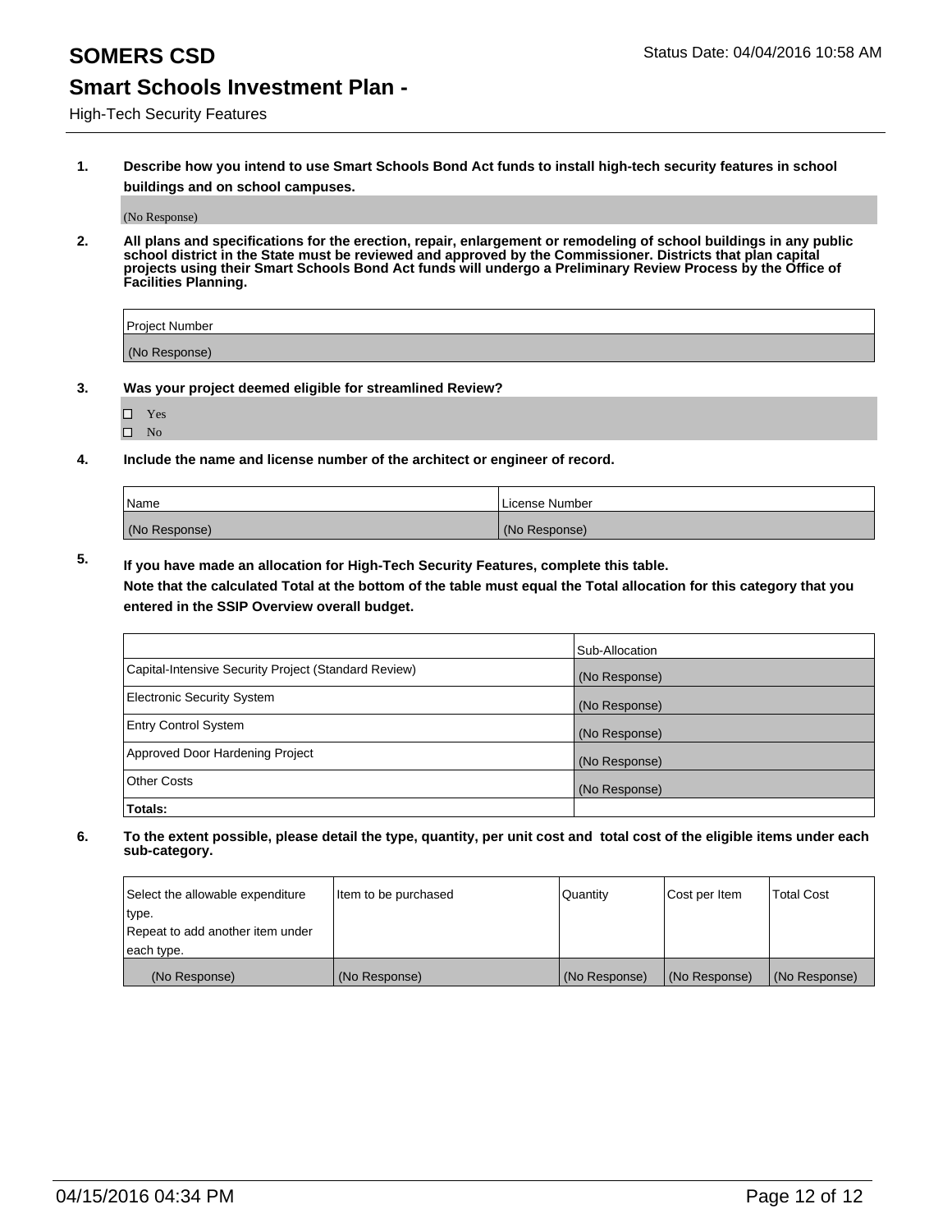# SOMERS CSD

Status Date: 04/04/2016 10:58 AM

## Smart Schools Investment Plan -

High-Tech Security Features

**1. Describe how you intend to use Smart Schools Bond Act funds to install high-tech security features in school buildings and on school campuses.**

(No Response)

**2. All plans and specifications for the erection, repair, enlargement or remodeling of school buildings in any public school district in the State must be reviewed and approved by the Commissioner. Districts that plan capital projects using their Smart Schools Bond Act funds will undergo a Preliminary Review Process by the Office of Facilities Planning.**

| Project Number |
|---|
| (No Response) |

**3. Was your project deemed eligible for streamlined Review?**

☐ Yes
☐ No

**4. Include the name and license number of the architect or engineer of record.**

| Name | License Number |
|---|---|
| (No Response) | (No Response) |

**5. If you have made an allocation for High-Tech Security Features, complete this table.**
**Note that the calculated Total at the bottom of the table must equal the Total allocation for this category that you entered in the SSIP Overview overall budget.**

| | Sub-Allocation |
|---|---|
| Capital-Intensive Security Project (Standard Review) | (No Response) |
| Electronic Security System | (No Response) |
| Entry Control System | (No Response) |
| Approved Door Hardening Project | (No Response) |
| Other Costs | (No Response) |
| **Totals:** | |

**6. To the extent possible, please detail the type, quantity, per unit cost and total cost of the eligible items under each sub-category.**

| Select the allowable expenditure type. Repeat to add another item under each type. | Item to be purchased | Quantity | Cost per Item | Total Cost |
|---|---|---|---|---|
| (No Response) | (No Response) | (No Response) | (No Response) | (No Response) |